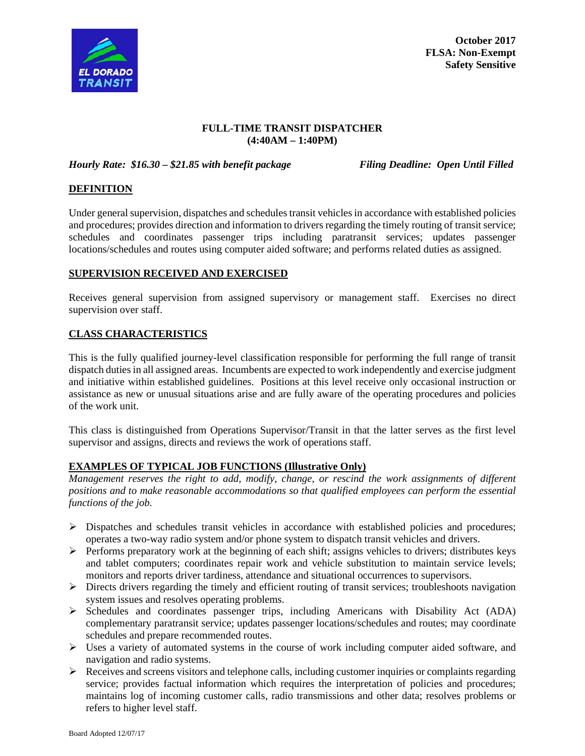October 2017
**FLSA: Non-Exempt**
**Safety Sensitive**

# FULL-TIME TRANSIT DISPATCHER
# (4:40AM – 1:40PM)

***Hourly Rate: $16.30 – $21.85 with benefit package*** ***Filing Deadline: Open Until Filled***

## DEFINITION

Under general supervision, dispatches and schedules transit vehicles in accordance with established policies and procedures; provides direction and information to drivers regarding the timely routing of transit service; schedules and coordinates passenger trips including paratransit services; updates passenger locations/schedules and routes using computer aided software; and performs related duties as assigned.

## SUPERVISION RECEIVED AND EXERCISED

Receives general supervision from assigned supervisory or management staff. Exercises no direct supervision over staff.

## CLASS CHARACTERISTICS

This is the fully qualified journey-level classification responsible for performing the full range of transit dispatch duties in all assigned areas. Incumbents are expected to work independently and exercise judgment and initiative within established guidelines. Positions at this level receive only occasional instruction or assistance as new or unusual situations arise and are fully aware of the operating procedures and policies of the work unit.

This class is distinguished from Operations Supervisor/Transit in that the latter serves as the first level supervisor and assigns, directs and reviews the work of operations staff.

## EXAMPLES OF TYPICAL JOB FUNCTIONS (Illustrative Only)

*Management reserves the right to add, modify, change, or rescind the work assignments of different positions and to make reasonable accommodations so that qualified employees can perform the essential functions of the job.*

- Dispatches and schedules transit vehicles in accordance with established policies and procedures; operates a two-way radio system and/or phone system to dispatch transit vehicles and drivers.
- Performs preparatory work at the beginning of each shift; assigns vehicles to drivers; distributes keys and tablet computers; coordinates repair work and vehicle substitution to maintain service levels; monitors and reports driver tardiness, attendance and situational occurrences to supervisors.
- Directs drivers regarding the timely and efficient routing of transit services; troubleshoots navigation system issues and resolves operating problems.
- Schedules and coordinates passenger trips, including Americans with Disability Act (ADA) complementary paratransit service; updates passenger locations/schedules and routes; may coordinate schedules and prepare recommended routes.
- Uses a variety of automated systems in the course of work including computer aided software, and navigation and radio systems.
- Receives and screens visitors and telephone calls, including customer inquiries or complaints regarding service; provides factual information which requires the interpretation of policies and procedures; maintains log of incoming customer calls, radio transmissions and other data; resolves problems or refers to higher level staff.

Board Adopted 12/07/17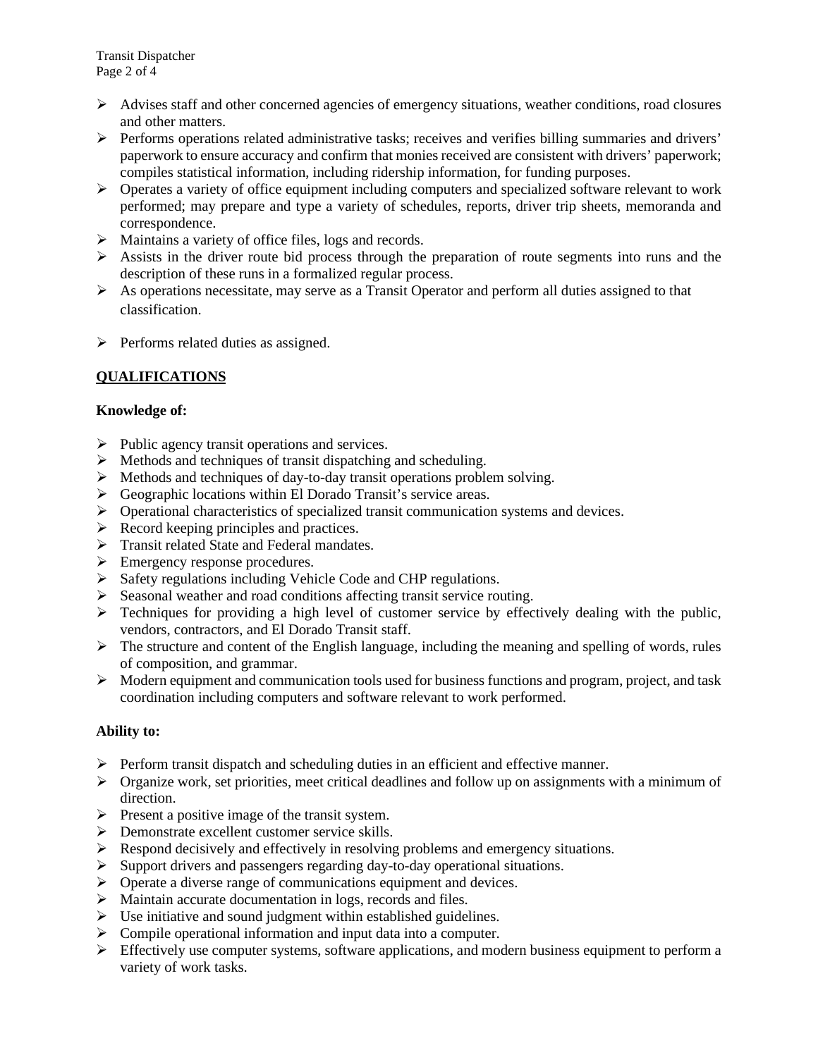- Advises staff and other concerned agencies of emergency situations, weather conditions, road closures and other matters.
- Performs operations related administrative tasks; receives and verifies billing summaries and drivers' paperwork to ensure accuracy and confirm that monies received are consistent with drivers' paperwork; compiles statistical information, including ridership information, for funding purposes.
- Operates a variety of office equipment including computers and specialized software relevant to work performed; may prepare and type a variety of schedules, reports, driver trip sheets, memoranda and correspondence.
- Maintains a variety of office files, logs and records.
- Assists in the driver route bid process through the preparation of route segments into runs and the description of these runs in a formalized regular process.
- As operations necessitate, may serve as a Transit Operator and perform all duties assigned to that classification.
- Performs related duties as assigned.

## QUALIFICATIONS

**Knowledge of:**

- Public agency transit operations and services.
- Methods and techniques of transit dispatching and scheduling.
- Methods and techniques of day-to-day transit operations problem solving.
- Geographic locations within El Dorado Transit's service areas.
- Operational characteristics of specialized transit communication systems and devices.
- Record keeping principles and practices.
- Transit related State and Federal mandates.
- Emergency response procedures.
- Safety regulations including Vehicle Code and CHP regulations.
- Seasonal weather and road conditions affecting transit service routing.
- Techniques for providing a high level of customer service by effectively dealing with the public, vendors, contractors, and El Dorado Transit staff.
- The structure and content of the English language, including the meaning and spelling of words, rules of composition, and grammar.
- Modern equipment and communication tools used for business functions and program, project, and task coordination including computers and software relevant to work performed.

**Ability to:**

- Perform transit dispatch and scheduling duties in an efficient and effective manner.
- Organize work, set priorities, meet critical deadlines and follow up on assignments with a minimum of direction.
- Present a positive image of the transit system.
- Demonstrate excellent customer service skills.
- Respond decisively and effectively in resolving problems and emergency situations.
- Support drivers and passengers regarding day-to-day operational situations.
- Operate a diverse range of communications equipment and devices.
- Maintain accurate documentation in logs, records and files.
- Use initiative and sound judgment within established guidelines.
- Compile operational information and input data into a computer.
- Effectively use computer systems, software applications, and modern business equipment to perform a variety of work tasks.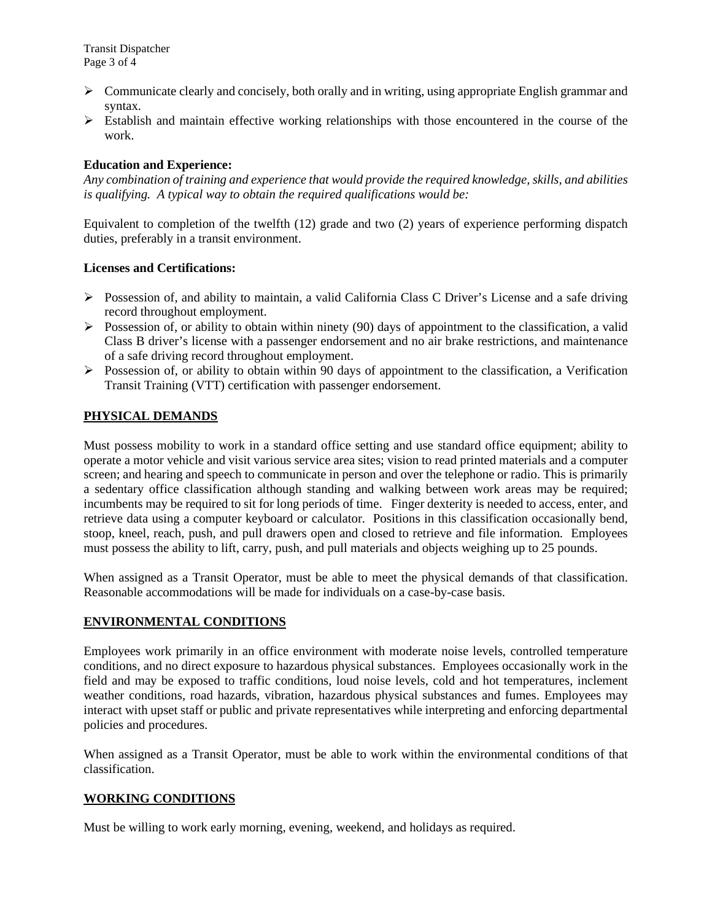- Communicate clearly and concisely, both orally and in writing, using appropriate English grammar and syntax.
- Establish and maintain effective working relationships with those encountered in the course of the work.

**Education and Experience:**

*Any combination of training and experience that would provide the required knowledge, skills, and abilities is qualifying. A typical way to obtain the required qualifications would be:*

Equivalent to completion of the twelfth (12) grade and two (2) years of experience performing dispatch duties, preferably in a transit environment.

**Licenses and Certifications:**

- Possession of, and ability to maintain, a valid California Class C Driver's License and a safe driving record throughout employment.
- Possession of, or ability to obtain within ninety (90) days of appointment to the classification, a valid Class B driver's license with a passenger endorsement and no air brake restrictions, and maintenance of a safe driving record throughout employment.
- Possession of, or ability to obtain within 90 days of appointment to the classification, a Verification Transit Training (VTT) certification with passenger endorsement.

## PHYSICAL DEMANDS

Must possess mobility to work in a standard office setting and use standard office equipment; ability to operate a motor vehicle and visit various service area sites; vision to read printed materials and a computer screen; and hearing and speech to communicate in person and over the telephone or radio. This is primarily a sedentary office classification although standing and walking between work areas may be required; incumbents may be required to sit for long periods of time. Finger dexterity is needed to access, enter, and retrieve data using a computer keyboard or calculator. Positions in this classification occasionally bend, stoop, kneel, reach, push, and pull drawers open and closed to retrieve and file information. Employees must possess the ability to lift, carry, push, and pull materials and objects weighing up to 25 pounds.

When assigned as a Transit Operator, must be able to meet the physical demands of that classification. Reasonable accommodations will be made for individuals on a case-by-case basis.

## ENVIRONMENTAL CONDITIONS

Employees work primarily in an office environment with moderate noise levels, controlled temperature conditions, and no direct exposure to hazardous physical substances. Employees occasionally work in the field and may be exposed to traffic conditions, loud noise levels, cold and hot temperatures, inclement weather conditions, road hazards, vibration, hazardous physical substances and fumes. Employees may interact with upset staff or public and private representatives while interpreting and enforcing departmental policies and procedures.

When assigned as a Transit Operator, must be able to work within the environmental conditions of that classification.

## WORKING CONDITIONS

Must be willing to work early morning, evening, weekend, and holidays as required.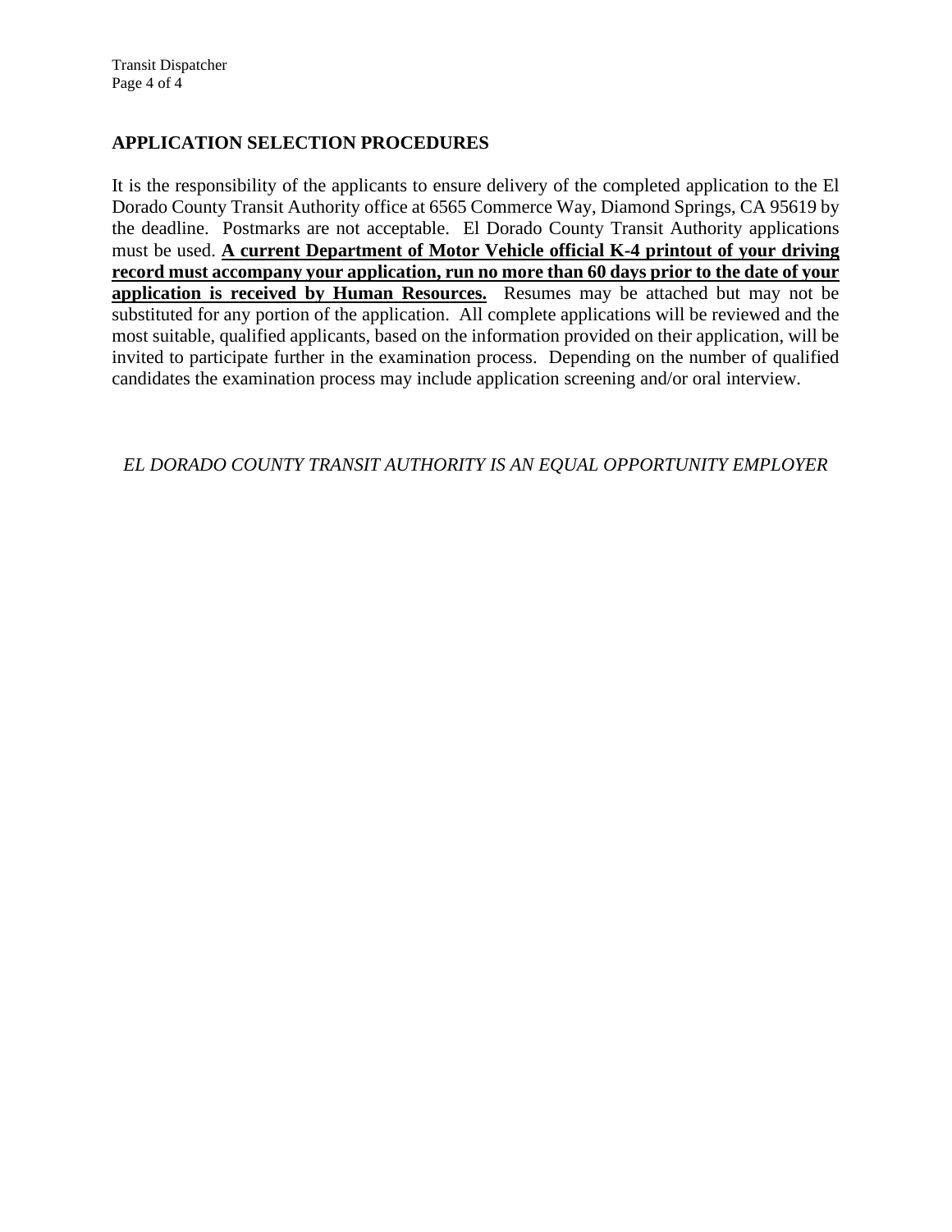## APPLICATION SELECTION PROCEDURES

It is the responsibility of the applicants to ensure delivery of the completed application to the El Dorado County Transit Authority office at 6565 Commerce Way, Diamond Springs, CA 95619 by the deadline. Postmarks are not acceptable. El Dorado County Transit Authority applications must be used. **A current Department of Motor Vehicle official K-4 printout of your driving record must accompany your application, run no more than 60 days prior to the date of your application is received by Human Resources.** Resumes may be attached but may not be substituted for any portion of the application. All complete applications will be reviewed and the most suitable, qualified applicants, based on the information provided on their application, will be invited to participate further in the examination process. Depending on the number of qualified candidates the examination process may include application screening and/or oral interview.

*EL DORADO COUNTY TRANSIT AUTHORITY IS AN EQUAL OPPORTUNITY EMPLOYER*